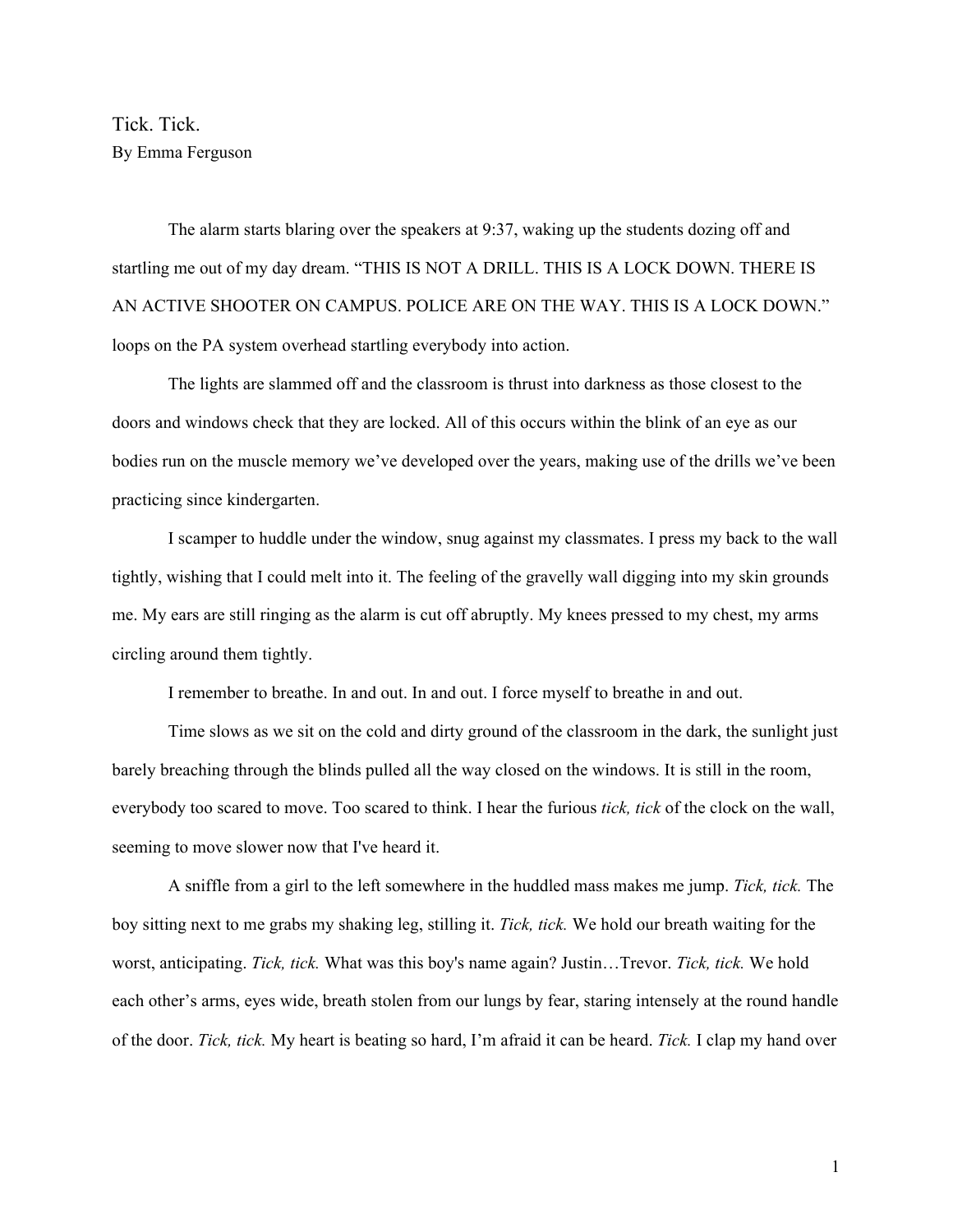# Tick. Tick.

By Emma Ferguson

The alarm starts blaring over the speakers at 9:37, waking up the students dozing off and startling me out of my day dream. "THIS IS NOT A DRILL. THIS IS A LOCK DOWN. THERE IS AN ACTIVE SHOOTER ON CAMPUS. POLICE ARE ON THE WAY. THIS IS A LOCK DOWN." loops on the PA system overhead startling everybody into action.

The lights are slammed off and the classroom is thrust into darkness as those closest to the doors and windows check that they are locked. All of this occurs within the blink of an eye as our bodies run on the muscle memory we've developed over the years, making use of the drills we've been practicing since kindergarten.

I scamper to huddle under the window, snug against my classmates. I press my back to the wall tightly, wishing that I could melt into it. The feeling of the gravelly wall digging into my skin grounds me. My ears are still ringing as the alarm is cut off abruptly. My knees pressed to my chest, my arms circling around them tightly.

I remember to breathe. In and out. In and out. I force myself to breathe in and out.

Time slows as we sit on the cold and dirty ground of the classroom in the dark, the sunlight just barely breaching through the blinds pulled all the way closed on the windows. It is still in the room, everybody too scared to move. Too scared to think. I hear the furious *tick, tick* of the clock on the wall, seeming to move slower now that I've heard it.

A sniffle from a girl to the left somewhere in the huddled mass makes me jump. *Tick, tick.* The boy sitting next to me grabs my shaking leg, stilling it. *Tick, tick.* We hold our breath waiting for the worst, anticipating. *Tick, tick.* What was this boy's name again? Justin…Trevor. *Tick, tick.* We hold each other's arms, eyes wide, breath stolen from our lungs by fear, staring intensely at the round handle of the door. *Tick, tick.* My heart is beating so hard, I'm afraid it can be heard. *Tick.* I clap my hand over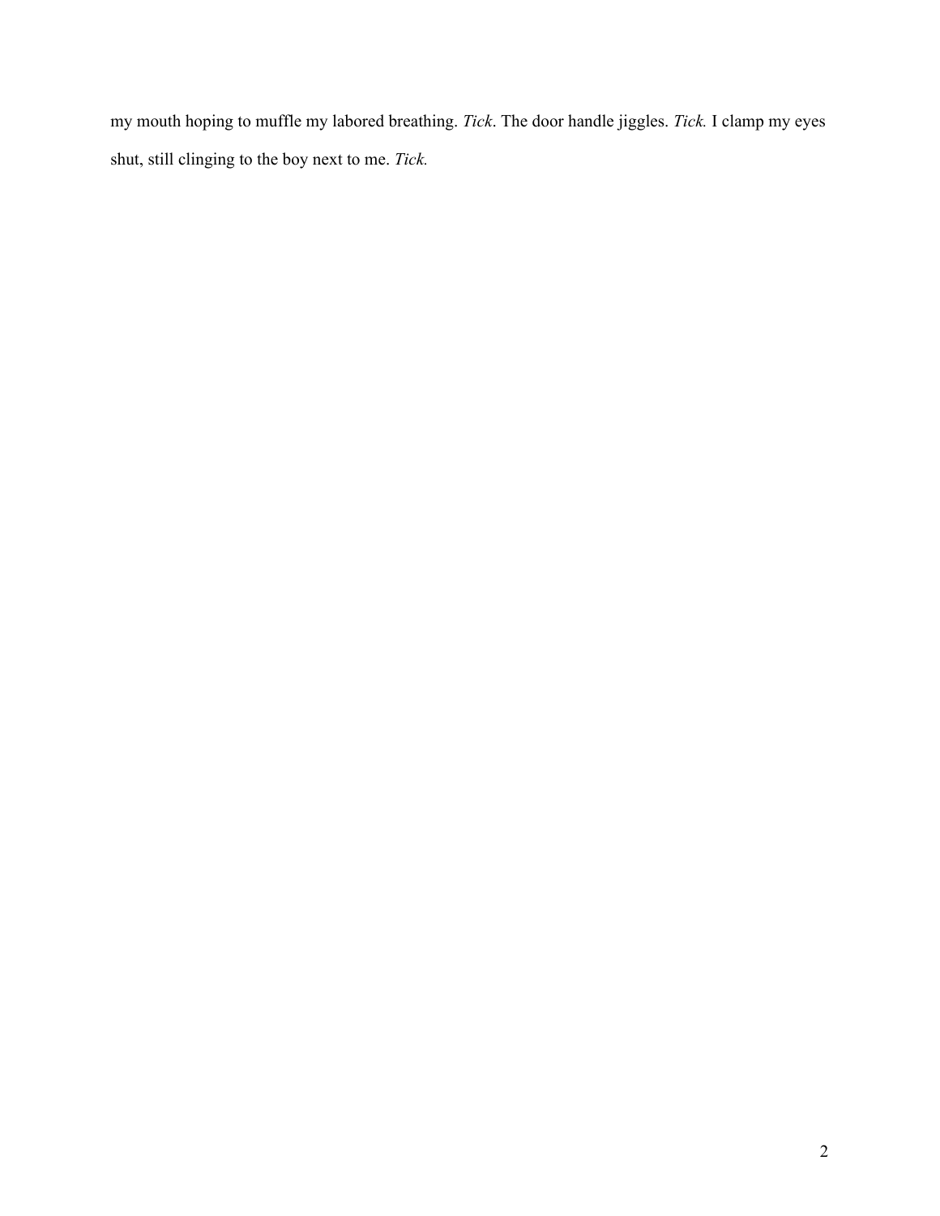my mouth hoping to muffle my labored breathing. *Tick*. The door handle jiggles. *Tick.* I clamp my eyes shut, still clinging to the boy next to me. *Tick.*